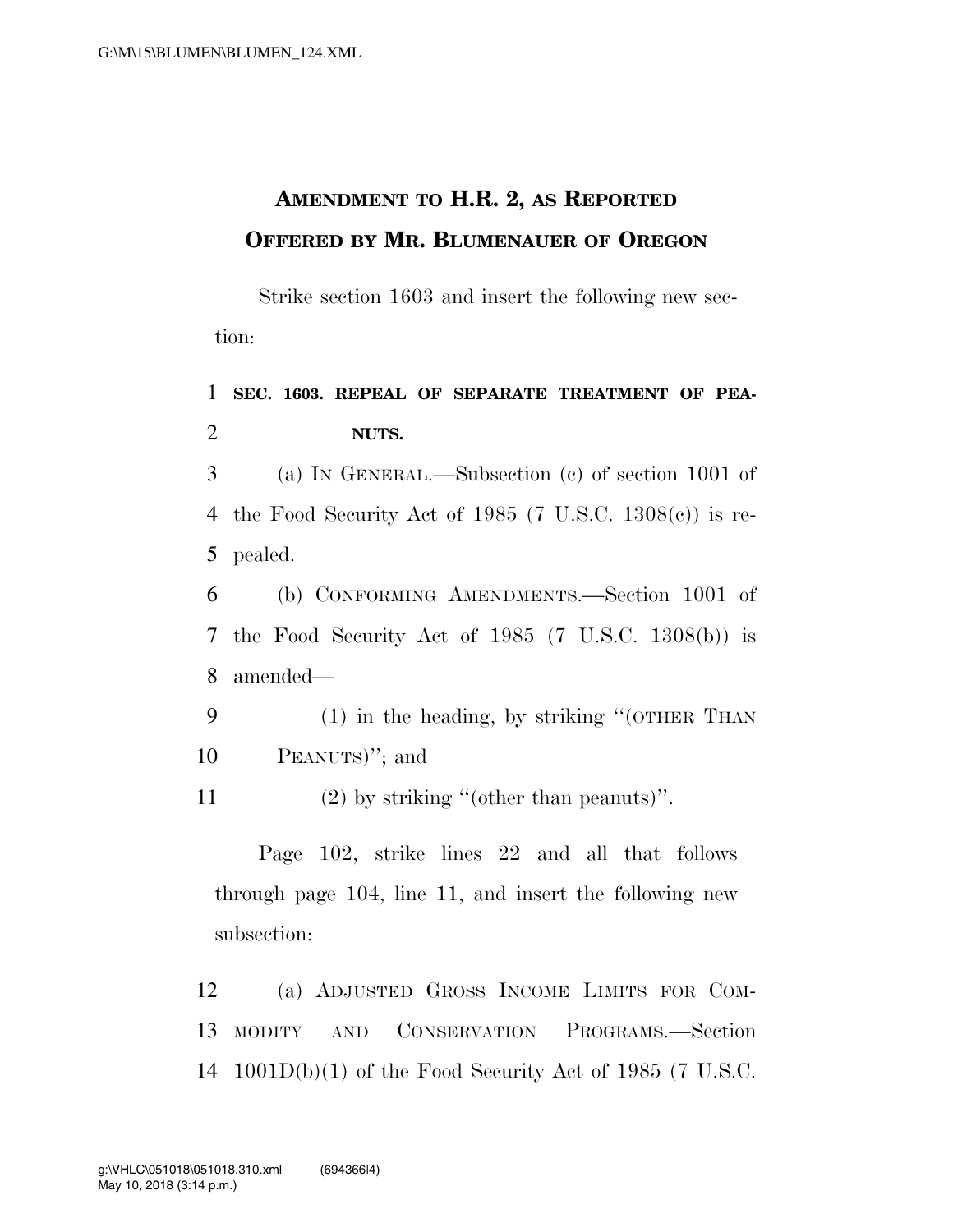# Amendment to H.R. 2, as Reported Offered by Mr. Blumenauer of Oregon

Strike section 1603 and insert the following new section:

**SEC. 1603. REPEAL OF SEPARATE TREATMENT OF PEANUTS.**

(a) In General.—Subsection (c) of section 1001 of the Food Security Act of 1985 (7 U.S.C. 1308(c)) is repealed.

(b) Conforming Amendments.—Section 1001 of the Food Security Act of 1985 (7 U.S.C. 1308(b)) is amended—

(1) in the heading, by striking "(other Than Peanuts)"; and

(2) by striking "(other than peanuts)".

Page 102, strike lines 22 and all that follows through page 104, line 11, and insert the following new subsection:

(a) Adjusted Gross Income Limits for Commodity and Conservation Programs.—Section 1001D(b)(1) of the Food Security Act of 1985 (7 U.S.C.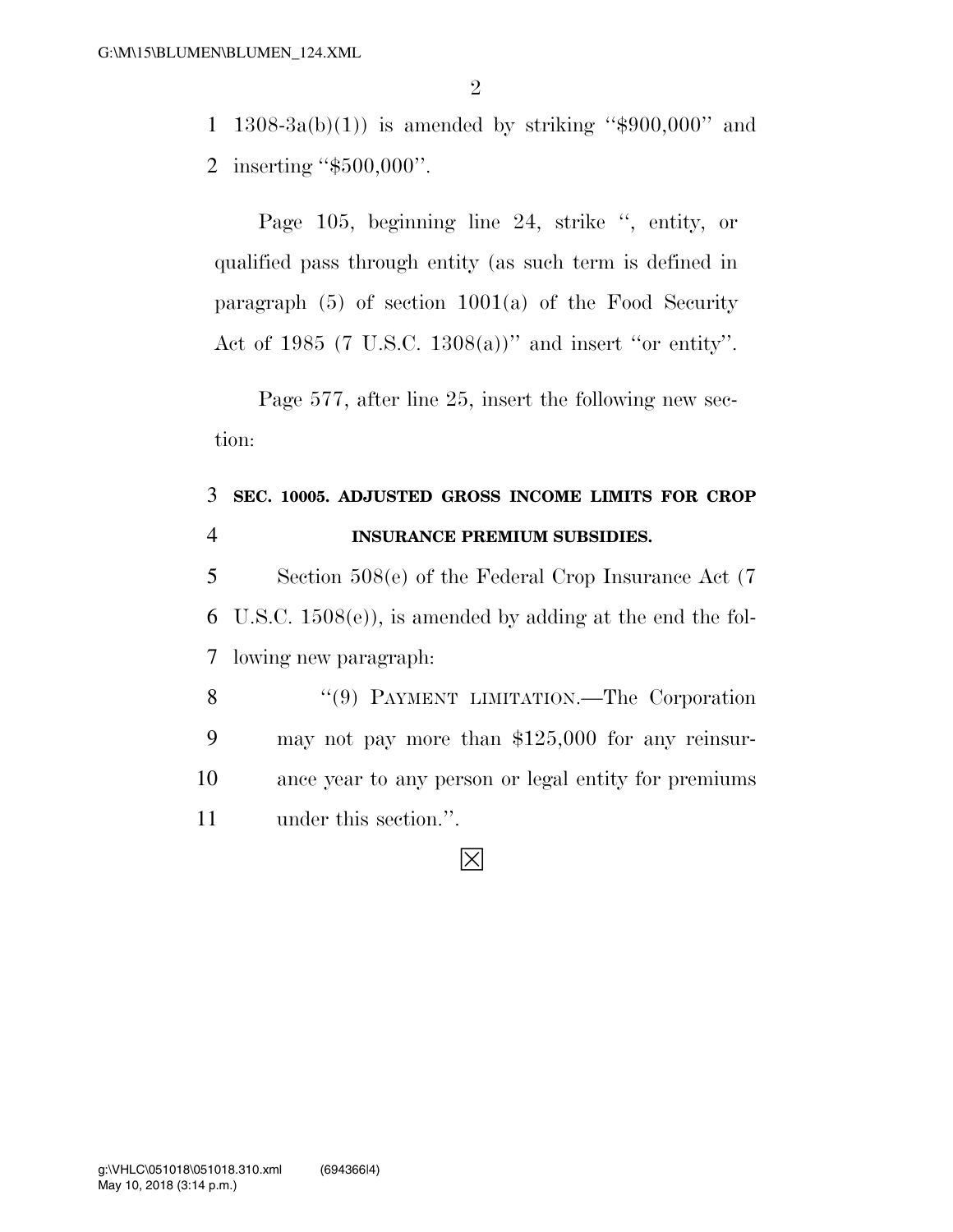1308-3a(b)(1)) is amended by striking "$900,000" and inserting "$500,000".

Page 105, beginning line 24, strike ", entity, or qualified pass through entity (as such term is defined in paragraph (5) of section 1001(a) of the Food Security Act of 1985 (7 U.S.C. 1308(a))" and insert "or entity".

Page 577, after line 25, insert the following new section:

**SEC. 10005. ADJUSTED GROSS INCOME LIMITS FOR CROP INSURANCE PREMIUM SUBSIDIES.**

Section 508(e) of the Federal Crop Insurance Act (7 U.S.C. 1508(e)), is amended by adding at the end the following new paragraph:

"(9) PAYMENT LIMITATION.—The Corporation may not pay more than $125,000 for any reinsurance year to any person or legal entity for premiums under this section.".